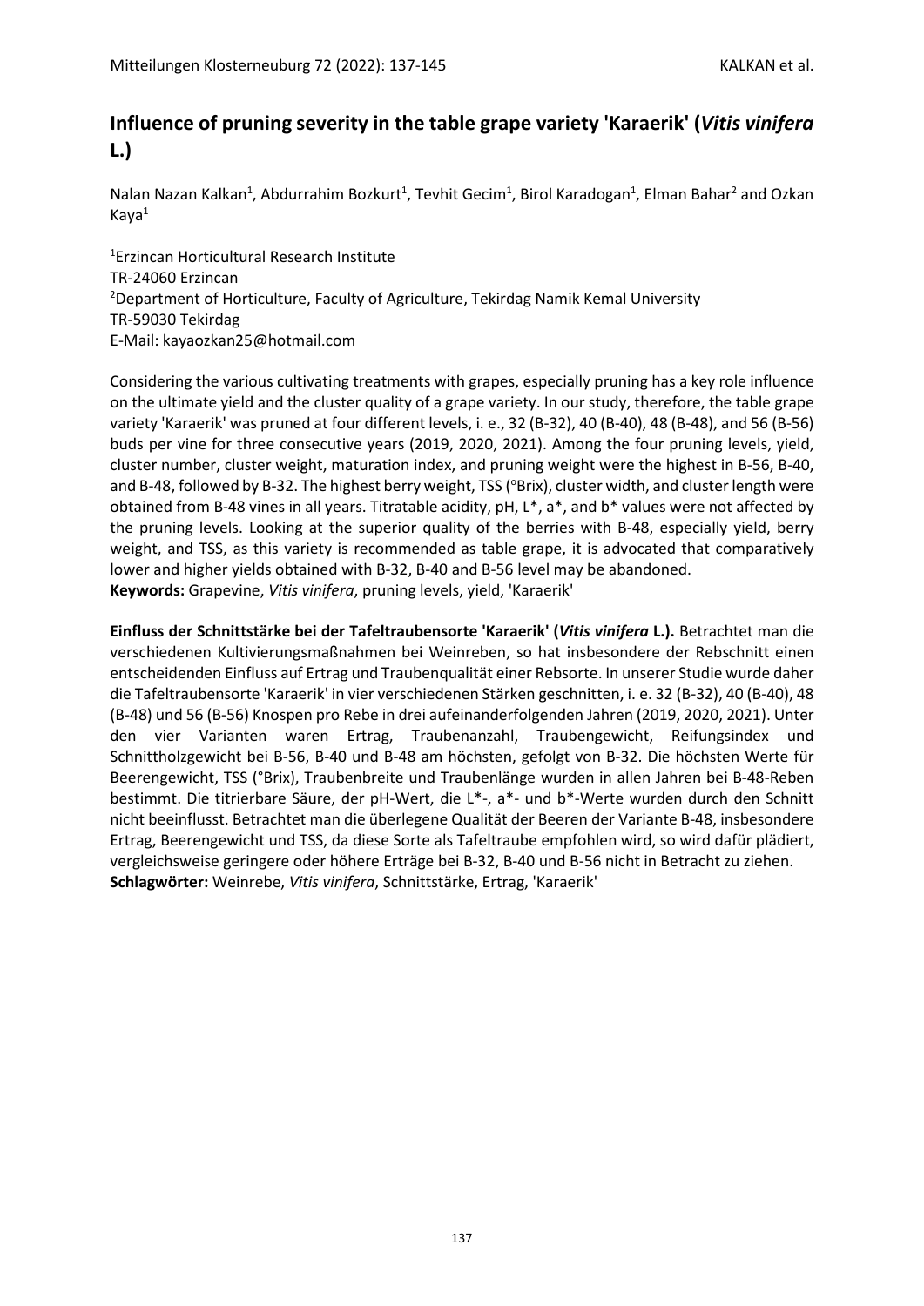# Influence of pruning severity in the table grape variety 'Karaerik' (*Vitis vinifera* L.)

Nalan Nazan Kalkan[1], Abdurrahim Bozkurt[1], Tevhit Gecim[1], Birol Karadogan[1], Elman Bahar[2] and Ozkan Kaya[1]

[1]Erzincan Horticultural Research Institute
TR-24060 Erzincan
[2]Department of Horticulture, Faculty of Agriculture, Tekirdag Namik Kemal University
TR-59030 Tekirdag
E-Mail: kayaozkan25@hotmail.com

Considering the various cultivating treatments with grapes, especially pruning has a key role influence on the ultimate yield and the cluster quality of a grape variety. In our study, therefore, the table grape variety 'Karaerik' was pruned at four different levels, i. e., 32 (B-32), 40 (B-40), 48 (B-48), and 56 (B-56) buds per vine for three consecutive years (2019, 2020, 2021). Among the four pruning levels, yield, cluster number, cluster weight, maturation index, and pruning weight were the highest in B-56, B-40, and B-48, followed by B-32. The highest berry weight, TSS (°Brix), cluster width, and cluster length were obtained from B-48 vines in all years. Titratable acidity, pH, L*, a*, and b* values were not affected by the pruning levels. Looking at the superior quality of the berries with B-48, especially yield, berry weight, and TSS, as this variety is recommended as table grape, it is advocated that comparatively lower and higher yields obtained with B-32, B-40 and B-56 level may be abandoned.
**Keywords:** Grapevine, *Vitis vinifera*, pruning levels, yield, 'Karaerik'

**Einfluss der Schnittstärke bei der Tafeltraubensorte 'Karaerik' (*Vitis vinifera* L.).** Betrachtet man die verschiedenen Kultivierungsmaßnahmen bei Weinreben, so hat insbesondere der Rebschnitt einen entscheidenden Einfluss auf Ertrag und Traubenqualität einer Rebsorte. In unserer Studie wurde daher die Tafeltraubensorte 'Karaerik' in vier verschiedenen Stärken geschnitten, i. e. 32 (B-32), 40 (B-40), 48 (B-48) und 56 (B-56) Knospen pro Rebe in drei aufeinanderfolgenden Jahren (2019, 2020, 2021). Unter den vier Varianten waren Ertrag, Traubenanzahl, Traubengewicht, Reifungsindex und Schnittholzgewicht bei B-56, B-40 und B-48 am höchsten, gefolgt von B-32. Die höchsten Werte für Beerengewicht, TSS (°Brix), Traubenbreite und Traubenlänge wurden in allen Jahren bei B-48-Reben bestimmt. Die titrierbare Säure, der pH-Wert, die L*-, a*- und b*-Werte wurden durch den Schnitt nicht beeinflusst. Betrachtet man die überlegene Qualität der Beeren der Variante B-48, insbesondere Ertrag, Beerengewicht und TSS, da diese Sorte als Tafeltraube empfohlen wird, so wird dafür plädiert, vergleichsweise geringere oder höhere Erträge bei B-32, B-40 und B-56 nicht in Betracht zu ziehen.
**Schlagwörter:** Weinrebe, *Vitis vinifera*, Schnittstärke, Ertrag, 'Karaerik'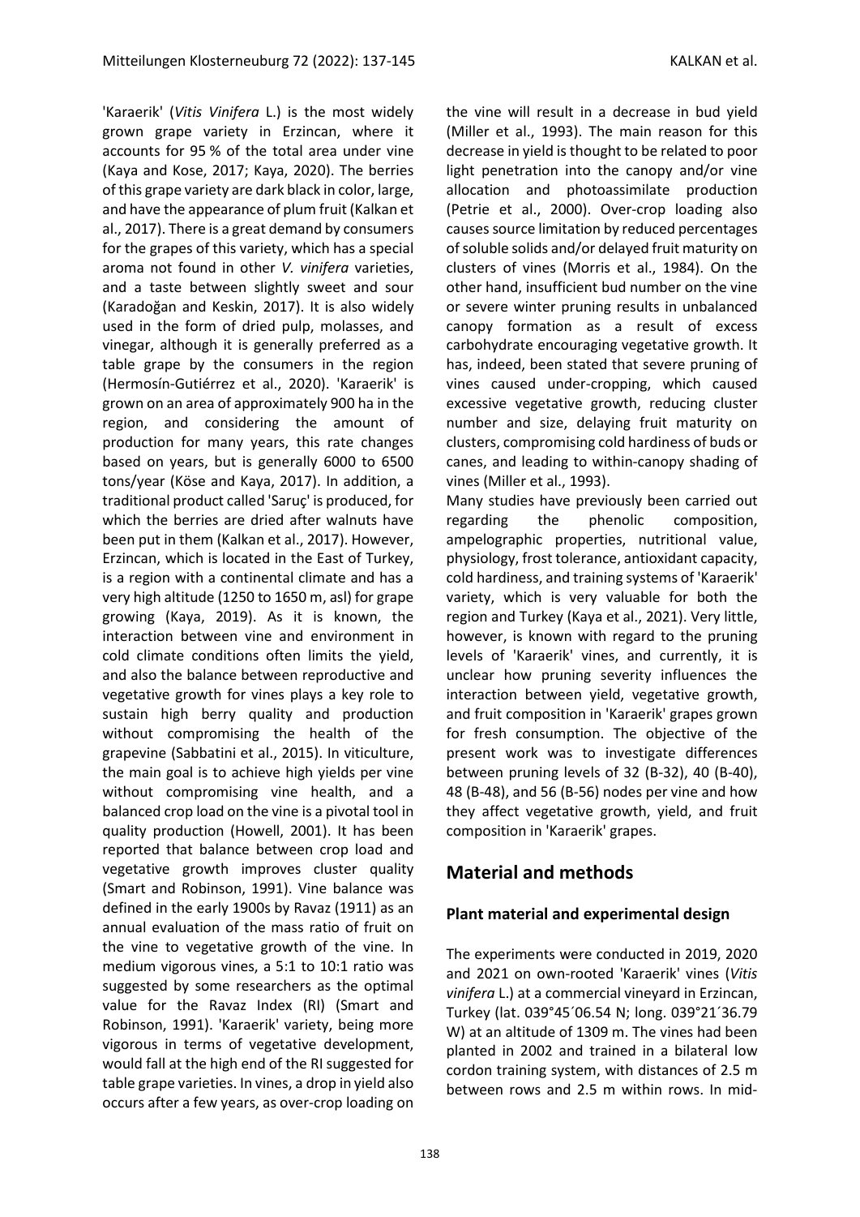'Karaerik' (*Vitis Vinifera* L.) is the most widely grown grape variety in Erzincan, where it accounts for 95 % of the total area under vine (Kaya and Kose, 2017; Kaya, 2020). The berries of this grape variety are dark black in color, large, and have the appearance of plum fruit (Kalkan et al., 2017). There is a great demand by consumers for the grapes of this variety, which has a special aroma not found in other *V. vinifera* varieties, and a taste between slightly sweet and sour (Karadoğan and Keskin, 2017). It is also widely used in the form of dried pulp, molasses, and vinegar, although it is generally preferred as a table grape by the consumers in the region (Hermosín-Gutiérrez et al., 2020). 'Karaerik' is grown on an area of approximately 900 ha in the region, and considering the amount of production for many years, this rate changes based on years, but is generally 6000 to 6500 tons/year (Köse and Kaya, 2017). In addition, a traditional product called 'Saruç' is produced, for which the berries are dried after walnuts have been put in them (Kalkan et al., 2017). However, Erzincan, which is located in the East of Turkey, is a region with a continental climate and has a very high altitude (1250 to 1650 m, asl) for grape growing (Kaya, 2019). As it is known, the interaction between vine and environment in cold climate conditions often limits the yield, and also the balance between reproductive and vegetative growth for vines plays a key role to sustain high berry quality and production without compromising the health of the grapevine (Sabbatini et al., 2015). In viticulture, the main goal is to achieve high yields per vine without compromising vine health, and a balanced crop load on the vine is a pivotal tool in quality production (Howell, 2001). It has been reported that balance between crop load and vegetative growth improves cluster quality (Smart and Robinson, 1991). Vine balance was defined in the early 1900s by Ravaz (1911) as an annual evaluation of the mass ratio of fruit on the vine to vegetative growth of the vine. In medium vigorous vines, a 5:1 to 10:1 ratio was suggested by some researchers as the optimal value for the Ravaz Index (RI) (Smart and Robinson, 1991). 'Karaerik' variety, being more vigorous in terms of vegetative development, would fall at the high end of the RI suggested for table grape varieties. In vines, a drop in yield also occurs after a few years, as over-crop loading on the vine will result in a decrease in bud yield (Miller et al., 1993). The main reason for this decrease in yield is thought to be related to poor light penetration into the canopy and/or vine allocation and photoassimilate production (Petrie et al., 2000). Over-crop loading also causes source limitation by reduced percentages of soluble solids and/or delayed fruit maturity on clusters of vines (Morris et al., 1984). On the other hand, insufficient bud number on the vine or severe winter pruning results in unbalanced canopy formation as a result of excess carbohydrate encouraging vegetative growth. It has, indeed, been stated that severe pruning of vines caused under-cropping, which caused excessive vegetative growth, reducing cluster number and size, delaying fruit maturity on clusters, compromising cold hardiness of buds or canes, and leading to within-canopy shading of vines (Miller et al., 1993).

Many studies have previously been carried out regarding the phenolic composition, ampelographic properties, nutritional value, physiology, frost tolerance, antioxidant capacity, cold hardiness, and training systems of 'Karaerik' variety, which is very valuable for both the region and Turkey (Kaya et al., 2021). Very little, however, is known with regard to the pruning levels of 'Karaerik' vines, and currently, it is unclear how pruning severity influences the interaction between yield, vegetative growth, and fruit composition in 'Karaerik' grapes grown for fresh consumption. The objective of the present work was to investigate differences between pruning levels of 32 (B-32), 40 (B-40), 48 (B-48), and 56 (B-56) nodes per vine and how they affect vegetative growth, yield, and fruit composition in 'Karaerik' grapes.

## Material and methods

### Plant material and experimental design

The experiments were conducted in 2019, 2020 and 2021 on own-rooted 'Karaerik' vines (*Vitis vinifera* L.) at a commercial vineyard in Erzincan, Turkey (lat. 039°45´06.54 N; long. 039°21´36.79 W) at an altitude of 1309 m. The vines had been planted in 2002 and trained in a bilateral low cordon training system, with distances of 2.5 m between rows and 2.5 m within rows. In mid-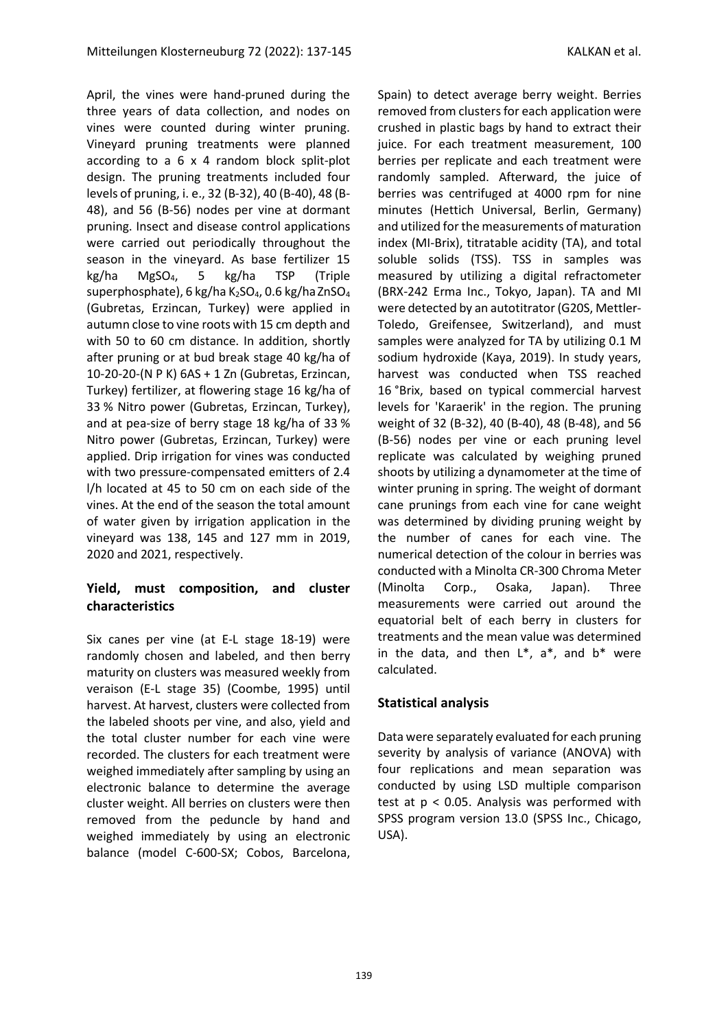April, the vines were hand-pruned during the three years of data collection, and nodes on vines were counted during winter pruning. Vineyard pruning treatments were planned according to a 6 x 4 random block split-plot design. The pruning treatments included four levels of pruning, i. e., 32 (B-32), 40 (B-40), 48 (B-48), and 56 (B-56) nodes per vine at dormant pruning. Insect and disease control applications were carried out periodically throughout the season in the vineyard. As base fertilizer 15 kg/ha $MgSO_4$, 5 kg/ha TSP (Triple superphosphate), 6 kg/ha $K_2SO_4$, 0.6 kg/ha $ZnSO_4$ (Gubretas, Erzincan, Turkey) were applied in autumn close to vine roots with 15 cm depth and with 50 to 60 cm distance. In addition, shortly after pruning or at bud break stage 40 kg/ha of 10-20-20-(N P K) 6AS + 1 Zn (Gubretas, Erzincan, Turkey) fertilizer, at flowering stage 16 kg/ha of 33 % Nitro power (Gubretas, Erzincan, Turkey), and at pea-size of berry stage 18 kg/ha of 33 % Nitro power (Gubretas, Erzincan, Turkey) were applied. Drip irrigation for vines was conducted with two pressure-compensated emitters of 2.4 l/h located at 45 to 50 cm on each side of the vines. At the end of the season the total amount of water given by irrigation application in the vineyard was 138, 145 and 127 mm in 2019, 2020 and 2021, respectively.

## Yield, must composition, and cluster characteristics

Six canes per vine (at E-L stage 18-19) were randomly chosen and labeled, and then berry maturity on clusters was measured weekly from veraison (E-L stage 35) (Coombe, 1995) until harvest. At harvest, clusters were collected from the labeled shoots per vine, and also, yield and the total cluster number for each vine were recorded. The clusters for each treatment were weighed immediately after sampling by using an electronic balance to determine the average cluster weight. All berries on clusters were then removed from the peduncle by hand and weighed immediately by using an electronic balance (model C-600-SX; Cobos, Barcelona, Spain) to detect average berry weight. Berries removed from clusters for each application were crushed in plastic bags by hand to extract their juice. For each treatment measurement, 100 berries per replicate and each treatment were randomly sampled. Afterward, the juice of berries was centrifuged at 4000 rpm for nine minutes (Hettich Universal, Berlin, Germany) and utilized for the measurements of maturation index (MI-Brix), titratable acidity (TA), and total soluble solids (TSS). TSS in samples was measured by utilizing a digital refractometer (BRX-242 Erma Inc., Tokyo, Japan). TA and MI were detected by an autotitrator (G20S, Mettler-Toledo, Greifensee, Switzerland), and must samples were analyzed for TA by utilizing 0.1 M sodium hydroxide (Kaya, 2019). In study years, harvest was conducted when TSS reached 16 °Brix, based on typical commercial harvest levels for 'Karaerik' in the region. The pruning weight of 32 (B-32), 40 (B-40), 48 (B-48), and 56 (B-56) nodes per vine or each pruning level replicate was calculated by weighing pruned shoots by utilizing a dynamometer at the time of winter pruning in spring. The weight of dormant cane prunings from each vine for cane weight was determined by dividing pruning weight by the number of canes for each vine. The numerical detection of the colour in berries was conducted with a Minolta CR-300 Chroma Meter (Minolta Corp., Osaka, Japan). Three measurements were carried out around the equatorial belt of each berry in clusters for treatments and the mean value was determined in the data, and then L*, a*, and b* were calculated.

## Statistical analysis

Data were separately evaluated for each pruning severity by analysis of variance (ANOVA) with four replications and mean separation was conducted by using LSD multiple comparison test at $p < 0.05$. Analysis was performed with SPSS program version 13.0 (SPSS Inc., Chicago, USA).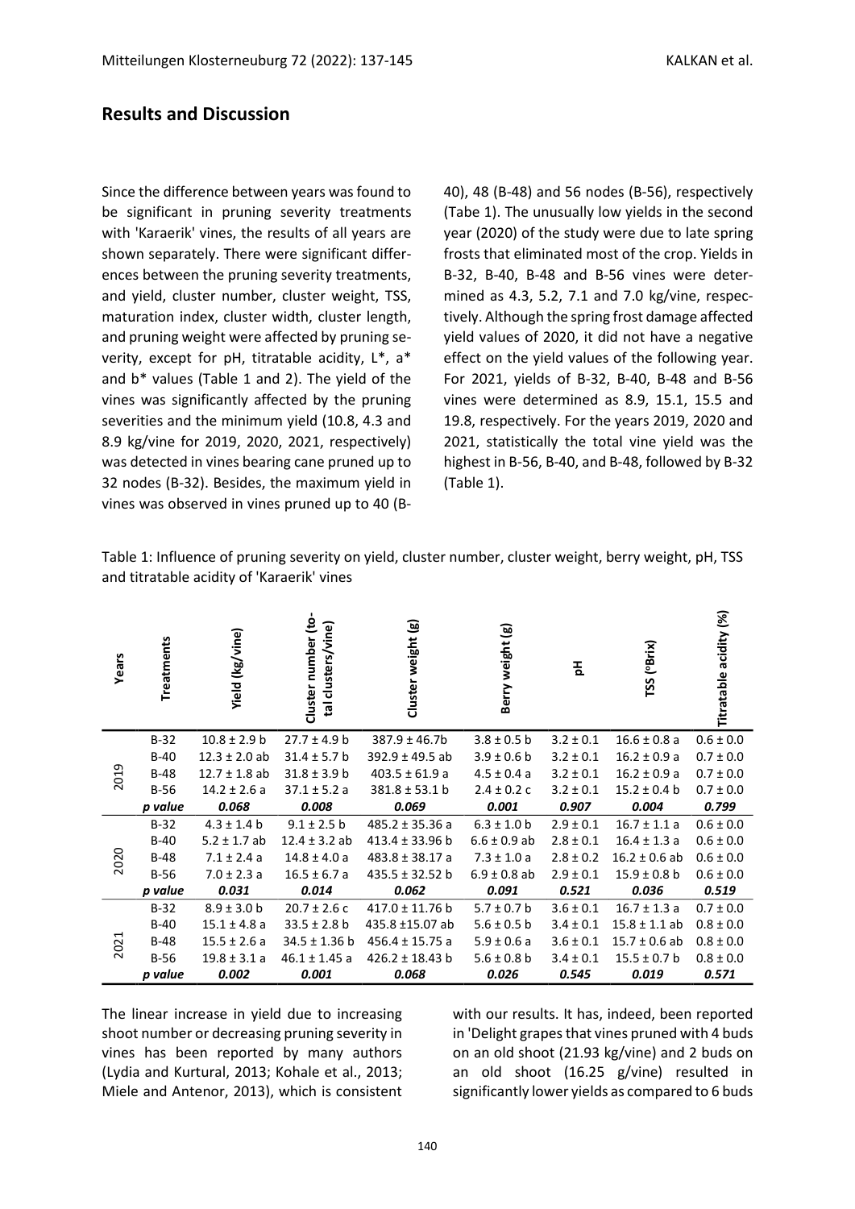## Results and Discussion

Since the difference between years was found to be significant in pruning severity treatments with 'Karaerik' vines, the results of all years are shown separately. There were significant differences between the pruning severity treatments, and yield, cluster number, cluster weight, TSS, maturation index, cluster width, cluster length, and pruning weight were affected by pruning severity, except for pH, titratable acidity, L*, a* and b* values (Table 1 and 2). The yield of the vines was significantly affected by the pruning severities and the minimum yield (10.8, 4.3 and 8.9 kg/vine for 2019, 2020, 2021, respectively) was detected in vines bearing cane pruned up to 32 nodes (B-32). Besides, the maximum yield in vines was observed in vines pruned up to 40 (B-40), 48 (B-48) and 56 nodes (B-56), respectively (Tabe 1). The unusually low yields in the second year (2020) of the study were due to late spring frosts that eliminated most of the crop. Yields in B-32, B-40, B-48 and B-56 vines were determined as 4.3, 5.2, 7.1 and 7.0 kg/vine, respectively. Although the spring frost damage affected yield values of 2020, it did not have a negative effect on the yield values of the following year. For 2021, yields of B-32, B-40, B-48 and B-56 vines were determined as 8.9, 15.1, 15.5 and 19.8, respectively. For the years 2019, 2020 and 2021, statistically the total vine yield was the highest in B-56, B-40, and B-48, followed by B-32 (Table 1).

Table 1: Influence of pruning severity on yield, cluster number, cluster weight, berry weight, pH, TSS and titratable acidity of 'Karaerik' vines

| Years | Treatments | Yield (kg/vine) | Cluster number (total clusters/vine) | Cluster weight (g) | Berry weight (g) | pH | TSS (°Brix) | Titratable acidity (%) |
|---|---|---|---|---|---|---|---|---|
| 2019 | B-32 | 10.8 ± 2.9 b | 27.7 ± 4.9 b | 387.9 ± 46.7b | 3.8 ± 0.5 b | 3.2 ± 0.1 | 16.6 ± 0.8 a | 0.6 ± 0.0 |
| | B-40 | 12.3 ± 2.0 ab | 31.4 ± 5.7 b | 392.9 ± 49.5 ab | 3.9 ± 0.6 b | 3.2 ± 0.1 | 16.2 ± 0.9 a | 0.7 ± 0.0 |
| | B-48 | 12.7 ± 1.8 ab | 31.8 ± 3.9 b | 403.5 ± 61.9 a | 4.5 ± 0.4 a | 3.2 ± 0.1 | 16.2 ± 0.9 a | 0.7 ± 0.0 |
| | B-56 | 14.2 ± 2.6 a | 37.1 ± 5.2 a | 381.8 ± 53.1 b | 2.4 ± 0.2 c | 3.2 ± 0.1 | 15.2 ± 0.4 b | 0.7 ± 0.0 |
| | ***p value*** | ***0.068*** | ***0.008*** | ***0.069*** | ***0.001*** | ***0.907*** | ***0.004*** | ***0.799*** |
| 2020 | B-32 | 4.3 ± 1.4 b | 9.1 ± 2.5 b | 485.2 ± 35.36 a | 6.3 ± 1.0 b | 2.9 ± 0.1 | 16.7 ± 1.1 a | 0.6 ± 0.0 |
| | B-40 | 5.2 ± 1.7 ab | 12.4 ± 3.2 ab | 413.4 ± 33.96 b | 6.6 ± 0.9 ab | 2.8 ± 0.1 | 16.4 ± 1.3 a | 0.6 ± 0.0 |
| | B-48 | 7.1 ± 2.4 a | 14.8 ± 4.0 a | 483.8 ± 38.17 a | 7.3 ± 1.0 a | 2.8 ± 0.2 | 16.2 ± 0.6 ab | 0.6 ± 0.0 |
| | B-56 | 7.0 ± 2.3 a | 16.5 ± 6.7 a | 435.5 ± 32.52 b | 6.9 ± 0.8 ab | 2.9 ± 0.1 | 15.9 ± 0.8 b | 0.6 ± 0.0 |
| | ***p value*** | ***0.031*** | ***0.014*** | ***0.062*** | ***0.091*** | ***0.521*** | ***0.036*** | ***0.519*** |
| 2021 | B-32 | 8.9 ± 3.0 b | 20.7 ± 2.6 c | 417.0 ± 11.76 b | 5.7 ± 0.7 b | 3.6 ± 0.1 | 16.7 ± 1.3 a | 0.7 ± 0.0 |
| | B-40 | 15.1 ± 4.8 a | 33.5 ± 2.8 b | 435.8 ±15.07 ab | 5.6 ± 0.5 b | 3.4 ± 0.1 | 15.8 ± 1.1 ab | 0.8 ± 0.0 |
| | B-48 | 15.5 ± 2.6 a | 34.5 ± 1.36 b | 456.4 ± 15.75 a | 5.9 ± 0.6 a | 3.6 ± 0.1 | 15.7 ± 0.6 ab | 0.8 ± 0.0 |
| | B-56 | 19.8 ± 3.1 a | 46.1 ± 1.45 a | 426.2 ± 18.43 b | 5.6 ± 0.8 b | 3.4 ± 0.1 | 15.5 ± 0.7 b | 0.8 ± 0.0 |
| | ***p value*** | ***0.002*** | ***0.001*** | ***0.068*** | ***0.026*** | ***0.545*** | ***0.019*** | ***0.571*** |

The linear increase in yield due to increasing shoot number or decreasing pruning severity in vines has been reported by many authors (Lydia and Kurtural, 2013; Kohale et al., 2013; Miele and Antenor, 2013), which is consistent with our results. It has, indeed, been reported in 'Delight grapes that vines pruned with 4 buds on an old shoot (21.93 kg/vine) and 2 buds on an old shoot (16.25 g/vine) resulted in significantly lower yields as compared to 6 buds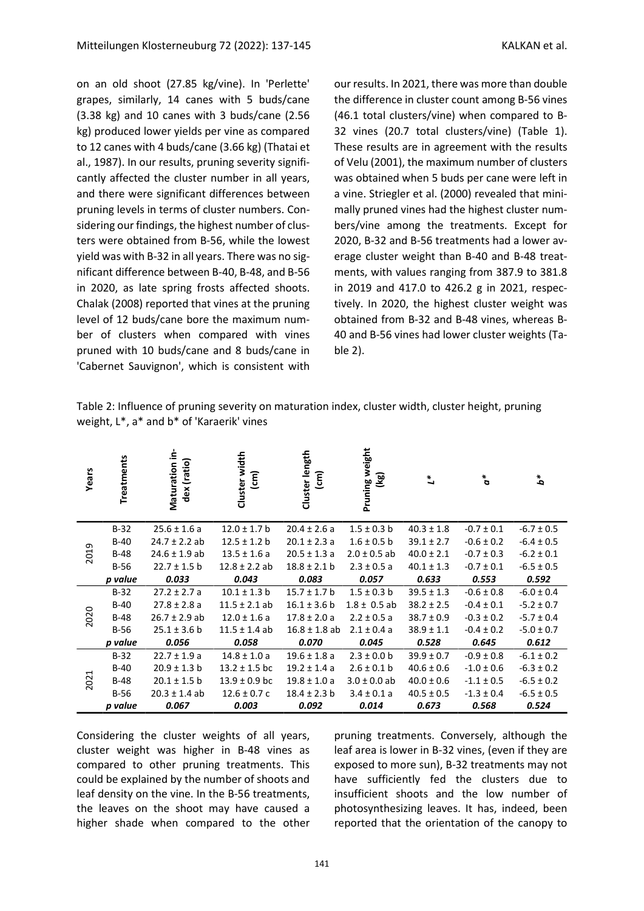on an old shoot (27.85 kg/vine). In 'Perlette' grapes, similarly, 14 canes with 5 buds/cane (3.38 kg) and 10 canes with 3 buds/cane (2.56 kg) produced lower yields per vine as compared to 12 canes with 4 buds/cane (3.66 kg) (Thatai et al., 1987). In our results, pruning severity significantly affected the cluster number in all years, and there were significant differences between pruning levels in terms of cluster numbers. Considering our findings, the highest number of clusters were obtained from B-56, while the lowest yield was with B-32 in all years. There was no significant difference between B-40, B-48, and B-56 in 2020, as late spring frosts affected shoots. Chalak (2008) reported that vines at the pruning level of 12 buds/cane bore the maximum number of clusters when compared with vines pruned with 10 buds/cane and 8 buds/cane in 'Cabernet Sauvignon', which is consistent with our results. In 2021, there was more than double the difference in cluster count among B-56 vines (46.1 total clusters/vine) when compared to B-32 vines (20.7 total clusters/vine) (Table 1). These results are in agreement with the results of Velu (2001), the maximum number of clusters was obtained when 5 buds per cane were left in a vine. Striegler et al. (2000) revealed that minimally pruned vines had the highest cluster numbers/vine among the treatments. Except for 2020, B-32 and B-56 treatments had a lower average cluster weight than B-40 and B-48 treatments, with values ranging from 387.9 to 381.8 in 2019 and 417.0 to 426.2 g in 2021, respectively. In 2020, the highest cluster weight was obtained from B-32 and B-48 vines, whereas B-40 and B-56 vines had lower cluster weights (Table 2).

Table 2: Influence of pruning severity on maturation index, cluster width, cluster height, pruning weight, L*, a* and b* of 'Karaerik' vines

| Years | Treatments | Maturation index (ratio) | Cluster width (cm) | Cluster length (cm) | Pruning weight (kg) | *L** | *a** | *b** |
|---|---|---|---|---|---|---|---|---|
| 2019 | B-32 | 25.6 ± 1.6 a | 12.0 ± 1.7 b | 20.4 ± 2.6 a | 1.5 ± 0.3 b | 40.3 ± 1.8 | -0.7 ± 0.1 | -6.7 ± 0.5 |
| | B-40 | 24.7 ± 2.2 ab | 12.5 ± 1.2 b | 20.1 ± 2.3 a | 1.6 ± 0.5 b | 39.1 ± 2.7 | -0.6 ± 0.2 | -6.4 ± 0.5 |
| | B-48 | 24.6 ± 1.9 ab | 13.5 ± 1.6 a | 20.5 ± 1.3 a | 2.0 ± 0.5 ab | 40.0 ± 2.1 | -0.7 ± 0.3 | -6.2 ± 0.1 |
| | B-56 | 22.7 ± 1.5 b | 12.8 ± 2.2 ab | 18.8 ± 2.1 b | 2.3 ± 0.5 a | 40.1 ± 1.3 | -0.7 ± 0.1 | -6.5 ± 0.5 |
| | *p value* | *0.033* | *0.043* | *0.083* | *0.057* | *0.633* | *0.553* | *0.592* |
| 2020 | B-32 | 27.2 ± 2.7 a | 10.1 ± 1.3 b | 15.7 ± 1.7 b | 1.5 ± 0.3 b | 39.5 ± 1.3 | -0.6 ± 0.8 | -6.0 ± 0.4 |
| | B-40 | 27.8 ± 2.8 a | 11.5 ± 2.1 ab | 16.1 ± 3.6 b | 1.8 ± 0.5 ab | 38.2 ± 2.5 | -0.4 ± 0.1 | -5.2 ± 0.7 |
| | B-48 | 26.7 ± 2.9 ab | 12.0 ± 1.6 a | 17.8 ± 2.0 a | 2.2 ± 0.5 a | 38.7 ± 0.9 | -0.3 ± 0.2 | -5.7 ± 0.4 |
| | B-56 | 25.1 ± 3.6 b | 11.5 ± 1.4 ab | 16.8 ± 1.8 ab | 2.1 ± 0.4 a | 38.9 ± 1.1 | -0.4 ± 0.2 | -5.0 ± 0.7 |
| | *p value* | *0.056* | *0.058* | *0.070* | *0.045* | *0.528* | *0.645* | *0.612* |
| 2021 | B-32 | 22.7 ± 1.9 a | 14.8 ± 1.0 a | 19.6 ± 1.8 a | 2.3 ± 0.0 b | 39.9 ± 0.7 | -0.9 ± 0.8 | -6.1 ± 0.2 |
| | B-40 | 20.9 ± 1.3 b | 13.2 ± 1.5 bc | 19.2 ± 1.4 a | 2.6 ± 0.1 b | 40.6 ± 0.6 | -1.0 ± 0.6 | -6.3 ± 0.2 |
| | B-48 | 20.1 ± 1.5 b | 13.9 ± 0.9 bc | 19.8 ± 1.0 a | 3.0 ± 0.0 ab | 40.0 ± 0.6 | -1.1 ± 0.5 | -6.5 ± 0.2 |
| | B-56 | 20.3 ± 1.4 ab | 12.6 ± 0.7 c | 18.4 ± 2.3 b | 3.4 ± 0.1 a | 40.5 ± 0.5 | -1.3 ± 0.4 | -6.5 ± 0.5 |
| | *p value* | *0.067* | *0.003* | *0.092* | *0.014* | *0.673* | *0.568* | *0.524* |

Considering the cluster weights of all years, cluster weight was higher in B-48 vines as compared to other pruning treatments. This could be explained by the number of shoots and leaf density on the vine. In the B-56 treatments, the leaves on the shoot may have caused a higher shade when compared to the other pruning treatments. Conversely, although the leaf area is lower in B-32 vines, (even if they are exposed to more sun), B-32 treatments may not have sufficiently fed the clusters due to insufficient shoots and the low number of photosynthesizing leaves. It has, indeed, been reported that the orientation of the canopy to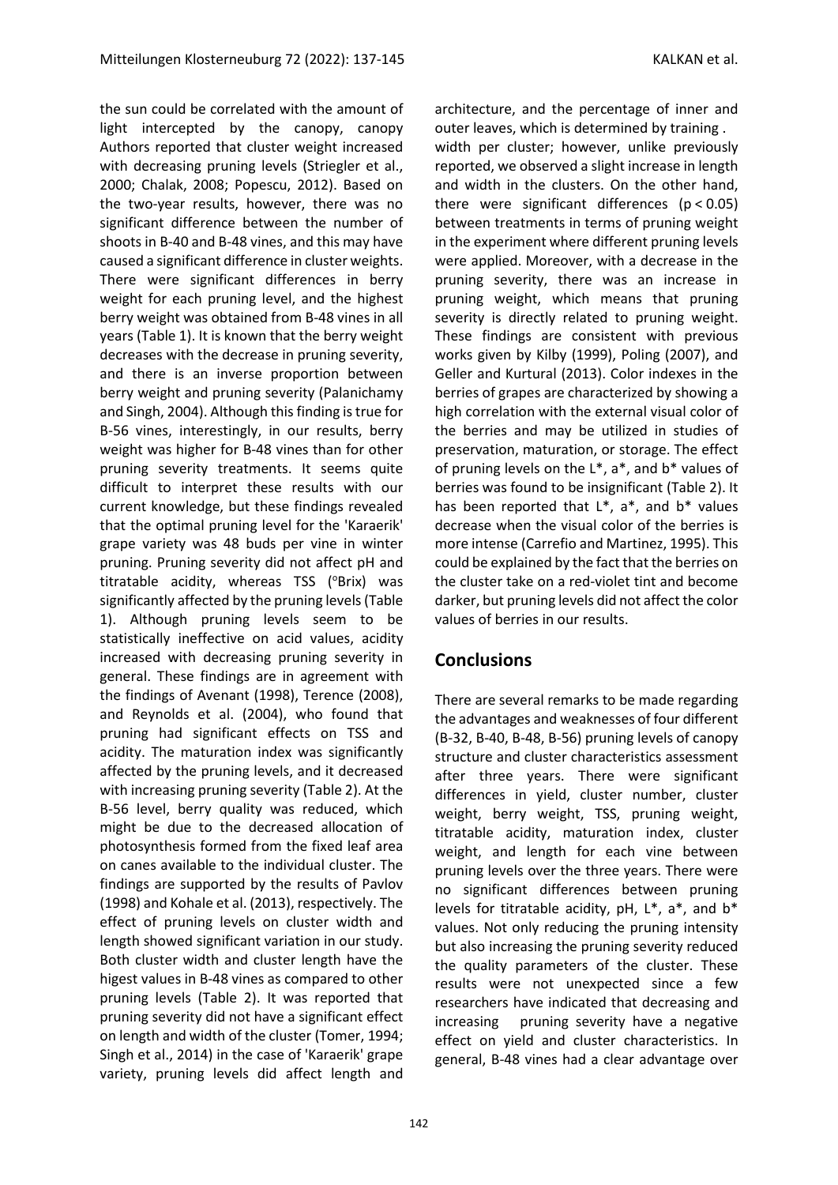the sun could be correlated with the amount of light intercepted by the canopy, canopy Authors reported that cluster weight increased with decreasing pruning levels (Striegler et al., 2000; Chalak, 2008; Popescu, 2012). Based on the two-year results, however, there was no significant difference between the number of shoots in B-40 and B-48 vines, and this may have caused a significant difference in cluster weights. There were significant differences in berry weight for each pruning level, and the highest berry weight was obtained from B-48 vines in all years (Table 1). It is known that the berry weight decreases with the decrease in pruning severity, and there is an inverse proportion between berry weight and pruning severity (Palanichamy and Singh, 2004). Although this finding is true for B-56 vines, interestingly, in our results, berry weight was higher for B-48 vines than for other pruning severity treatments. It seems quite difficult to interpret these results with our current knowledge, but these findings revealed that the optimal pruning level for the 'Karaerik' grape variety was 48 buds per vine in winter pruning. Pruning severity did not affect pH and titratable acidity, whereas TSS (°Brix) was significantly affected by the pruning levels (Table 1). Although pruning levels seem to be statistically ineffective on acid values, acidity increased with decreasing pruning severity in general. These findings are in agreement with the findings of Avenant (1998), Terence (2008), and Reynolds et al. (2004), who found that pruning had significant effects on TSS and acidity. The maturation index was significantly affected by the pruning levels, and it decreased with increasing pruning severity (Table 2). At the B-56 level, berry quality was reduced, which might be due to the decreased allocation of photosynthesis formed from the fixed leaf area on canes available to the individual cluster. The findings are supported by the results of Pavlov (1998) and Kohale et al. (2013), respectively. The effect of pruning levels on cluster width and length showed significant variation in our study. Both cluster width and cluster length have the higest values in B-48 vines as compared to other pruning levels (Table 2). It was reported that pruning severity did not have a significant effect on length and width of the cluster (Tomer, 1994; Singh et al., 2014) in the case of 'Karaerik' grape variety, pruning levels did affect length and architecture, and the percentage of inner and outer leaves, which is determined by training .
width per cluster; however, unlike previously reported, we observed a slight increase in length and width in the clusters. On the other hand, there were significant differences ($p < 0.05$) between treatments in terms of pruning weight in the experiment where different pruning levels were applied. Moreover, with a decrease in the pruning severity, there was an increase in pruning weight, which means that pruning severity is directly related to pruning weight. These findings are consistent with previous works given by Kilby (1999), Poling (2007), and Geller and Kurtural (2013). Color indexes in the berries of grapes are characterized by showing a high correlation with the external visual color of the berries and may be utilized in studies of preservation, maturation, or storage. The effect of pruning levels on the L*, a*, and b* values of berries was found to be insignificant (Table 2). It has been reported that L*, a*, and b* values decrease when the visual color of the berries is more intense (Carrefio and Martinez, 1995). This could be explained by the fact that the berries on the cluster take on a red-violet tint and become darker, but pruning levels did not affect the color values of berries in our results.

## Conclusions

There are several remarks to be made regarding the advantages and weaknesses of four different (B-32, B-40, B-48, B-56) pruning levels of canopy structure and cluster characteristics assessment after three years. There were significant differences in yield, cluster number, cluster weight, berry weight, TSS, pruning weight, titratable acidity, maturation index, cluster weight, and length for each vine between pruning levels over the three years. There were no significant differences between pruning levels for titratable acidity, pH, L*, a*, and b* values. Not only reducing the pruning intensity but also increasing the pruning severity reduced the quality parameters of the cluster. These results were not unexpected since a few researchers have indicated that decreasing and increasing pruning severity have a negative effect on yield and cluster characteristics. In general, B-48 vines had a clear advantage over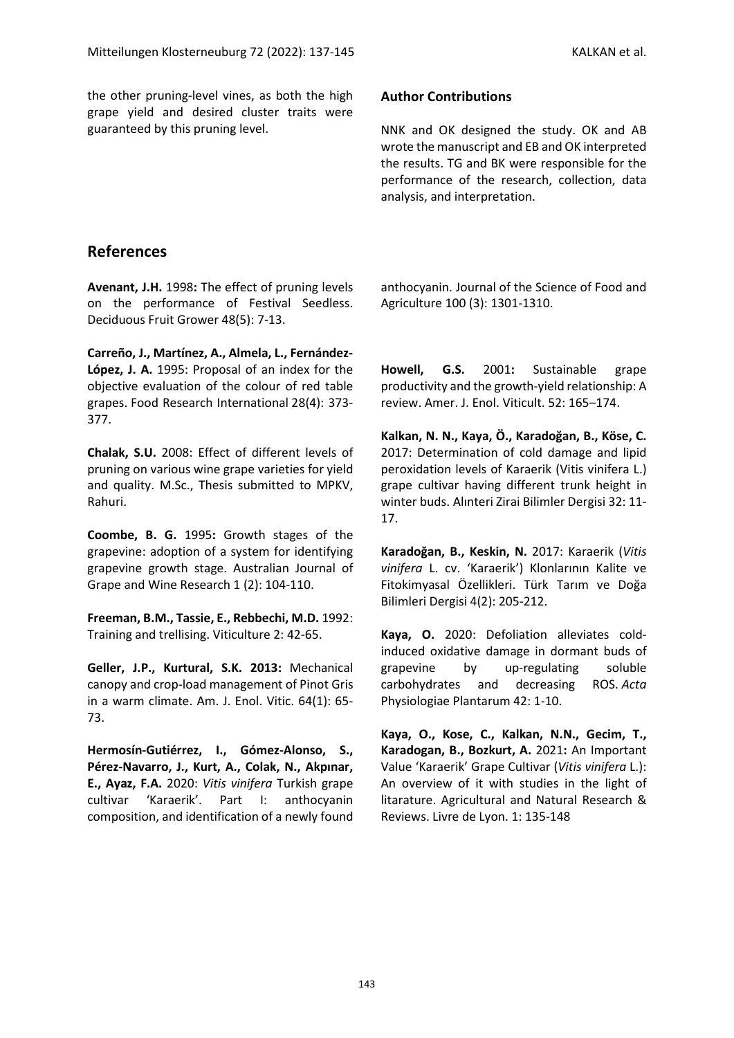the other pruning-level vines, as both the high grape yield and desired cluster traits were guaranteed by this pruning level.

## Author Contributions

NNK and OK designed the study. OK and AB wrote the manuscript and EB and OK interpreted the results. TG and BK were responsible for the performance of the research, collection, data analysis, and interpretation.

## References

**Avenant, J.H.** 1998**:** The effect of pruning levels on the performance of Festival Seedless. Deciduous Fruit Grower 48(5): 7-13.

**Carreño, J., Martínez, A., Almela, L., Fernández-López, J. A.** 1995: Proposal of an index for the objective evaluation of the colour of red table grapes. Food Research International 28(4): 373-377.

**Chalak, S.U.** 2008: Effect of different levels of pruning on various wine grape varieties for yield and quality. M.Sc., Thesis submitted to MPKV, Rahuri.

**Coombe, B. G.** 1995**:** Growth stages of the grapevine: adoption of a system for identifying grapevine growth stage. Australian Journal of Grape and Wine Research 1 (2): 104-110.

**Freeman, B.M., Tassie, E., Rebbechi, M.D.** 1992: Training and trellising. Viticulture 2: 42-65.

**Geller, J.P., Kurtural, S.K. 2013:** Mechanical canopy and crop-load management of Pinot Gris in a warm climate. Am. J. Enol. Vitic. 64(1): 65-73.

**Hermosín-Gutiérrez, I., Gómez-Alonso, S., Pérez-Navarro, J., Kurt, A., Colak, N., Akpınar, E., Ayaz, F.A.** 2020: *Vitis vinifera* Turkish grape cultivar 'Karaerik'. Part I: anthocyanin composition, and identification of a newly found anthocyanin. Journal of the Science of Food and Agriculture 100 (3): 1301-1310.

**Howell, G.S.** 2001**:** Sustainable grape productivity and the growth-yield relationship: A review. Amer. J. Enol. Viticult. 52: 165–174.

**Kalkan, N. N., Kaya, Ö., Karadoğan, B., Köse, C.** 2017: Determination of cold damage and lipid peroxidation levels of Karaerik (Vitis vinifera L.) grape cultivar having different trunk height in winter buds. Alınteri Zirai Bilimler Dergisi 32: 11-17.

**Karadoğan, B., Keskin, N.** 2017: Karaerik (*Vitis vinifera* L. cv. 'Karaerik') Klonlarının Kalite ve Fitokimyasal Özellikleri. Türk Tarım ve Doğa Bilimleri Dergisi 4(2): 205-212.

**Kaya, O.** 2020: Defoliation alleviates cold-induced oxidative damage in dormant buds of grapevine by up-regulating soluble carbohydrates and decreasing ROS. *Acta* Physiologiae Plantarum 42: 1-10.

**Kaya, O., Kose, C., Kalkan, N.N., Gecim, T., Karadogan, B., Bozkurt, A.** 2021**:** An Important Value 'Karaerik' Grape Cultivar (*Vitis vinifera* L.): An overview of it with studies in the light of litarature. Agricultural and Natural Research & Reviews. Livre de Lyon. 1: 135-148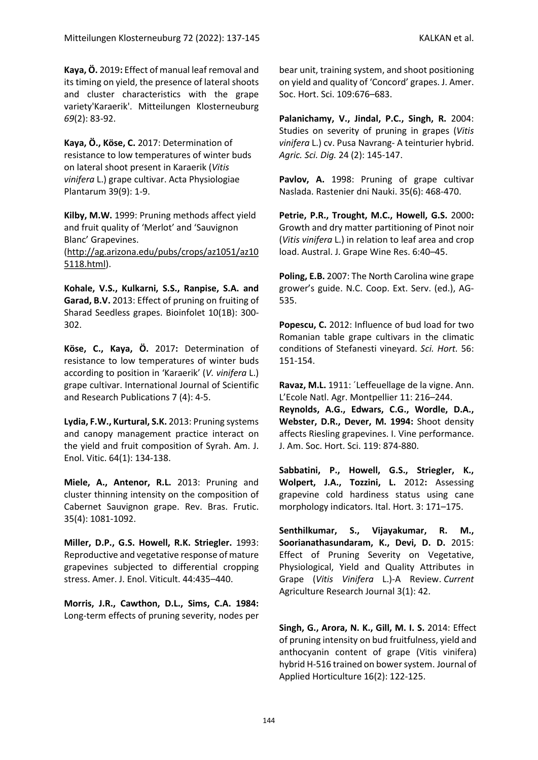**Kaya, Ö.** 2019**:** Effect of manual leaf removal and its timing on yield, the presence of lateral shoots and cluster characteristics with the grape variety'Karaerik'. Mitteilungen Klosterneuburg *69*(2): 83-92.

**Kaya, Ö., Köse, C.** 2017: Determination of resistance to low temperatures of winter buds on lateral shoot present in Karaerik (*Vitis vinifera* L.) grape cultivar. Acta Physiologiae Plantarum 39(9): 1-9.

**Kilby, M.W.** 1999: Pruning methods affect yield and fruit quality of 'Merlot' and 'Sauvignon Blanc' Grapevines. (http://ag.arizona.edu/pubs/crops/az1051/az105118.html).

**Kohale, V.S., Kulkarni, S.S., Ranpise, S.A. and Garad, B.V.** 2013: Effect of pruning on fruiting of Sharad Seedless grapes. Bioinfolet 10(1B): 300-302.

**Köse, C., Kaya, Ö.** 2017**:** Determination of resistance to low temperatures of winter buds according to position in 'Karaerik' (*V. vinifera* L.) grape cultivar. International Journal of Scientific and Research Publications 7 (4): 4-5.

**Lydia, F.W., Kurtural, S.K.** 2013: Pruning systems and canopy management practice interact on the yield and fruit composition of Syrah. Am. J. Enol. Vitic. 64(1): 134-138.

**Miele, A., Antenor, R.L.** 2013: Pruning and cluster thinning intensity on the composition of Cabernet Sauvignon grape. Rev. Bras. Frutic. 35(4): 1081-1092.

**Miller, D.P., G.S. Howell, R.K. Striegler.** 1993: Reproductive and vegetative response of mature grapevines subjected to differential cropping stress. Amer. J. Enol. Viticult. 44:435–440.

**Morris, J.R., Cawthon, D.L., Sims, C.A. 1984:** Long-term effects of pruning severity, nodes per bear unit, training system, and shoot positioning on yield and quality of 'Concord' grapes. J. Amer. Soc. Hort. Sci. 109:676–683.

**Palanichamy, V., Jindal, P.C., Singh, R.** 2004: Studies on severity of pruning in grapes (*Vitis vinifera* L.) cv. Pusa Navrang- A teinturier hybrid. *Agric. Sci. Dig.* 24 (2): 145-147.

**Pavlov, A.** 1998: Pruning of grape cultivar Naslada. Rastenier dni Nauki. 35(6): 468-470.

**Petrie, P.R., Trought, M.C., Howell, G.S.** 2000**:** Growth and dry matter partitioning of Pinot noir (*Vitis vinifera* L.) in relation to leaf area and crop load. Austral. J. Grape Wine Res. 6:40–45.

**Poling, E.B.** 2007: The North Carolina wine grape grower's guide. N.C. Coop. Ext. Serv. (ed.), AG-535.

**Popescu, C.** 2012: Influence of bud load for two Romanian table grape cultivars in the climatic conditions of Stefanesti vineyard. *Sci. Hort.* 56: 151-154.

**Ravaz, M.L.** 1911: ´Leffeuellage de la vigne. Ann. L'Ecole Natl. Agr. Montpellier 11: 216–244.

**Reynolds, A.G., Edwars, C.G., Wordle, D.A., Webster, D.R., Dever, M. 1994:** Shoot density affects Riesling grapevines. I. Vine performance. J. Am. Soc. Hort. Sci. 119: 874-880.

**Sabbatini, P., Howell, G.S., Striegler, K., Wolpert, J.A., Tozzini, L.** 2012**:** Assessing grapevine cold hardiness status using cane morphology indicators. Ital. Hort. 3: 171–175.

**Senthilkumar, S., Vijayakumar, R. M., Soorianathasundaram, K., Devi, D. D.** 2015: Effect of Pruning Severity on Vegetative, Physiological, Yield and Quality Attributes in Grape (*Vitis Vinifera* L.)-A Review. *Current* Agriculture Research Journal 3(1): 42.

**Singh, G., Arora, N. K., Gill, M. I. S.** 2014: Effect of pruning intensity on bud fruitfulness, yield and anthocyanin content of grape (Vitis vinifera) hybrid H-516 trained on bower system. Journal of Applied Horticulture 16(2): 122-125.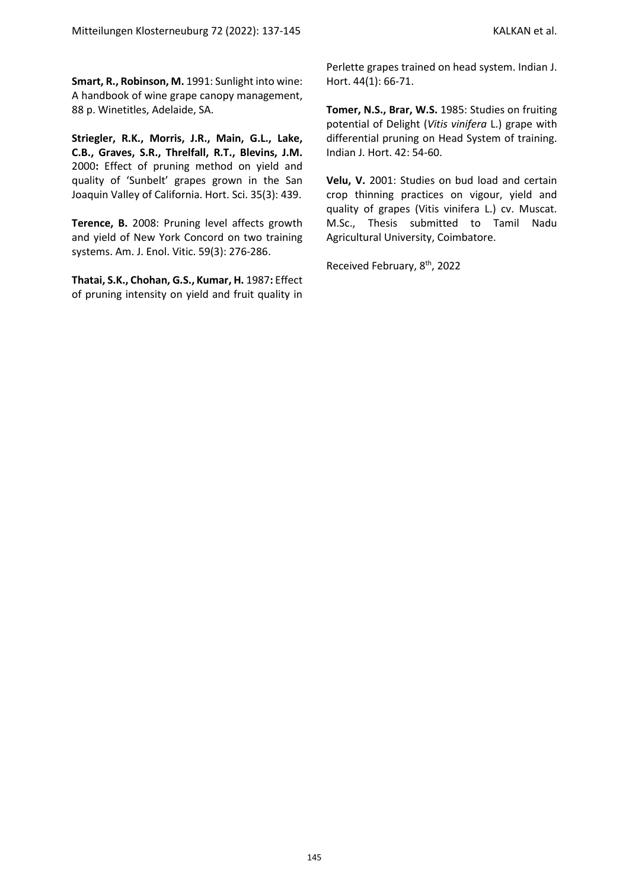**Smart, R., Robinson, M.** 1991: Sunlight into wine: A handbook of wine grape canopy management, 88 p. Winetitles, Adelaide, SA.

**Striegler, R.K., Morris, J.R., Main, G.L., Lake, C.B., Graves, S.R., Threlfall, R.T., Blevins, J.M.** 2000**:** Effect of pruning method on yield and quality of 'Sunbelt' grapes grown in the San Joaquin Valley of California. Hort. Sci. 35(3): 439.

**Terence, B.** 2008: Pruning level affects growth and yield of New York Concord on two training systems. Am. J. Enol. Vitic. 59(3): 276-286.

**Thatai, S.K., Chohan, G.S., Kumar, H.** 1987**:** Effect of pruning intensity on yield and fruit quality in Perlette grapes trained on head system. Indian J. Hort. 44(1): 66-71.

**Tomer, N.S., Brar, W.S.** 1985: Studies on fruiting potential of Delight (*Vitis vinifera* L.) grape with differential pruning on Head System of training. Indian J. Hort. 42: 54-60.

**Velu, V.** 2001: Studies on bud load and certain crop thinning practices on vigour, yield and quality of grapes (Vitis vinifera L.) cv. Muscat. M.Sc., Thesis submitted to Tamil Nadu Agricultural University, Coimbatore.

Received February, 8th, 2022